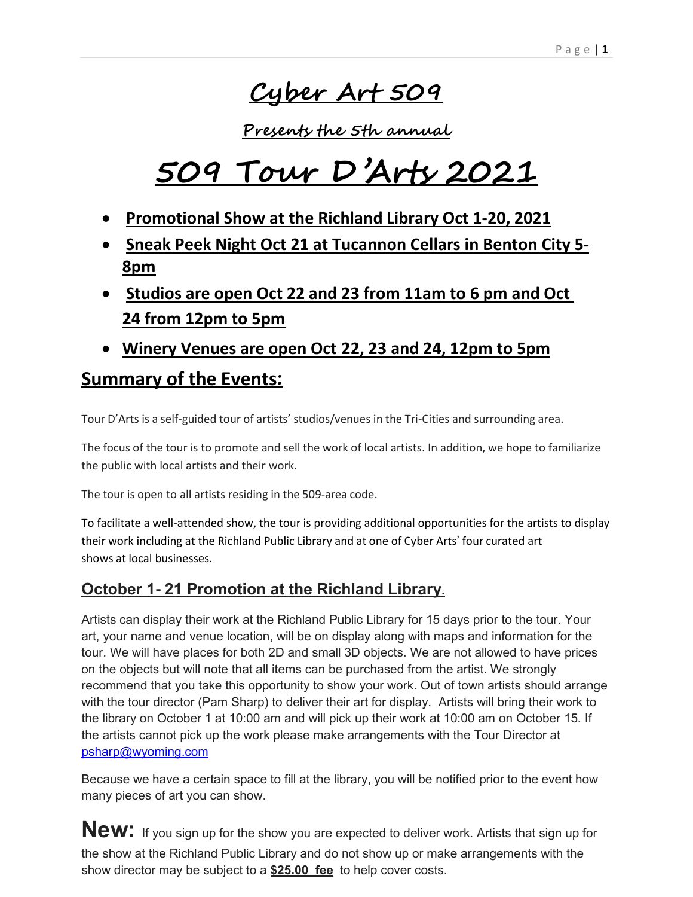# Cyber Art 509

## Presents the 5th annual

# 509 Tour D'Arts 2021

- **Promotional Show at the Richland Library Oct 1-20, 2021**
- **Sneak Peek Night Oct 21 at Tucannon Cellars in Benton City 5-8pm**
- **Studios are open Oct 22 and 23 from 11am to 6 pm and Oct 24 from 12pm to 5pm**
- **Winery Venues are open Oct 22, 23 and 24, 12pm to 5pm**

## Summary of the Events:

Tour D'Arts is a self-guided tour of artists' studios/venues in the Tri-Cities and surrounding area.

The focus of the tour is to promote and sell the work of local artists. In addition, we hope to familiarize the public with local artists and their work.

The tour is open to all artists residing in the 509-area code.

To facilitate a well-attended show, the tour is providing additional opportunities for the artists to display their work including at the Richland Public Library and at one of Cyber Arts' four curated art shows at local businesses.

### October 1- 21 Promotion at the Richland Library.

Artists can display their work at the Richland Public Library for 15 days prior to the tour. Your art, your name and venue location, will be on display along with maps and information for the tour. We will have places for both 2D and small 3D objects. We are not allowed to have prices on the objects but will note that all items can be purchased from the artist. We strongly recommend that you take this opportunity to show your work. Out of town artists should arrange with the tour director (Pam Sharp) to deliver their art for display. Artists will bring their work to the library on October 1 at 10:00 am and will pick up their work at 10:00 am on October 15. If the artists cannot pick up the work please make arrangements with the Tour Director at psharp@wyoming.com

Because we have a certain space to fill at the library, you will be notified prior to the event how many pieces of art you can show.

**New:** If you sign up for the show you are expected to deliver work. Artists that sign up for the show at the Richland Public Library and do not show up or make arrangements with the show director may be subject to a **$25.00 fee** to help cover costs.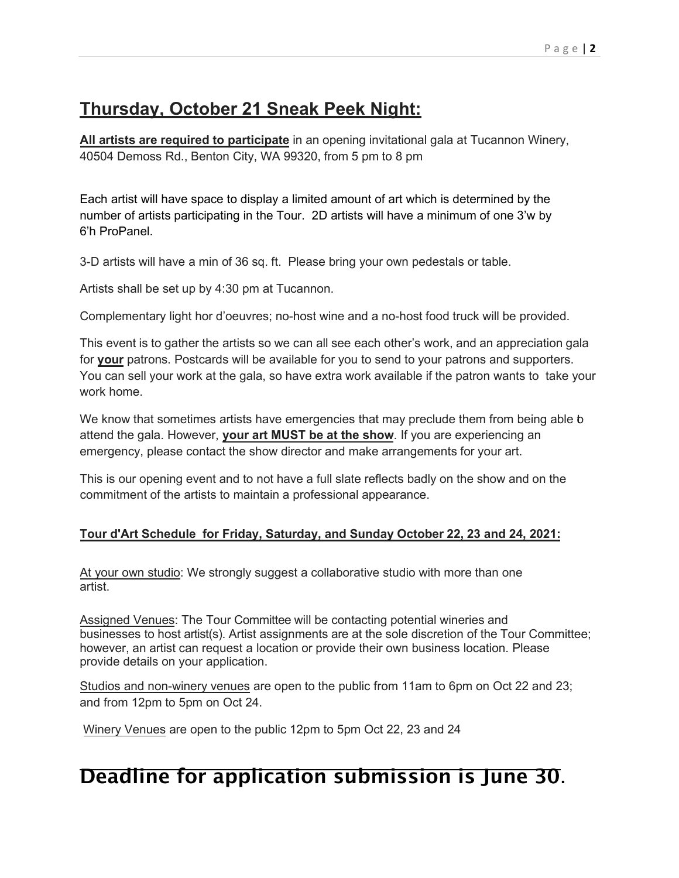## Thursday, October 21 Sneak Peek Night:

**All artists are required to participate** in an opening invitational gala at Tucannon Winery, 40504 Demoss Rd., Benton City, WA 99320, from 5 pm to 8 pm

Each artist will have space to display a limited amount of art which is determined by the number of artists participating in the Tour. 2D artists will have a minimum of one 3'w by 6'h ProPanel.

3-D artists will have a min of 36 sq. ft. Please bring your own pedestals or table.

Artists shall be set up by 4:30 pm at Tucannon.

Complementary light hor d'oeuvres; no-host wine and a no-host food truck will be provided.

This event is to gather the artists so we can all see each other's work, and an appreciation gala for **your** patrons. Postcards will be available for you to send to your patrons and supporters. You can sell your work at the gala, so have extra work available if the patron wants to take your work home.

We know that sometimes artists have emergencies that may preclude them from being able to attend the gala. However, **your art MUST be at the show**. If you are experiencing an emergency, please contact the show director and make arrangements for your art.

This is our opening event and to not have a full slate reflects badly on the show and on the commitment of the artists to maintain a professional appearance.

**Tour d'Art Schedule for Friday, Saturday, and Sunday October 22, 23 and 24, 2021:**

At your own studio: We strongly suggest a collaborative studio with more than one artist.

Assigned Venues: The Tour Committee will be contacting potential wineries and businesses to host artist(s). Artist assignments are at the sole discretion of the Tour Committee; however, an artist can request a location or provide their own business location. Please provide details on your application.

Studios and non-winery venues are open to the public from 11am to 6pm on Oct 22 and 23; and from 12pm to 5pm on Oct 24.

Winery Venues are open to the public 12pm to 5pm Oct 22, 23 and 24

## Deadline for application submission is June 30.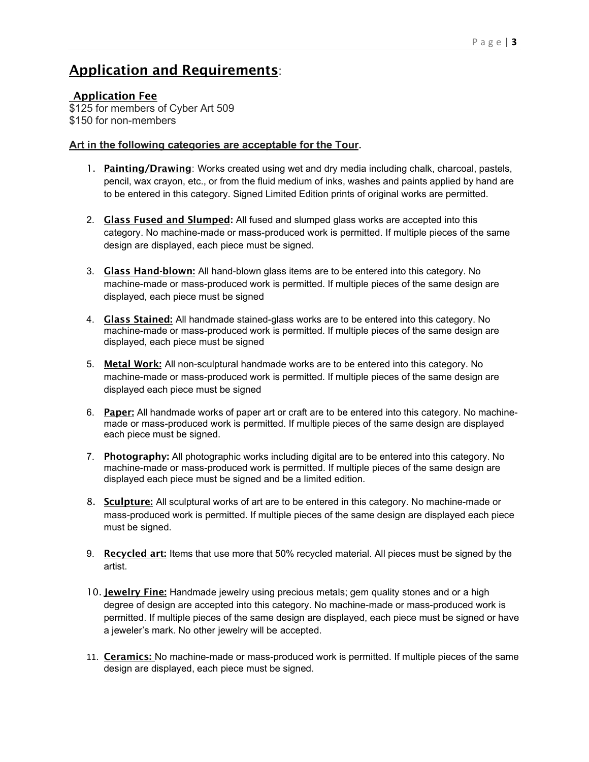## Application and Requirements:

### Application Fee

$125 for members of Cyber Art 509
$150 for non-members

**Art in the following categories are acceptable for the Tour.**

1. **Painting/Drawing**: Works created using wet and dry media including chalk, charcoal, pastels, pencil, wax crayon, etc., or from the fluid medium of inks, washes and paints applied by hand are to be entered in this category. Signed Limited Edition prints of original works are permitted.

2. **Glass Fused and Slumped:** All fused and slumped glass works are accepted into this category. No machine-made or mass-produced work is permitted. If multiple pieces of the same design are displayed, each piece must be signed.

3. **Glass Hand-blown:** All hand-blown glass items are to be entered into this category. No machine-made or mass-produced work is permitted. If multiple pieces of the same design are displayed, each piece must be signed

4. **Glass Stained:** All handmade stained-glass works are to be entered into this category. No machine-made or mass-produced work is permitted. If multiple pieces of the same design are displayed, each piece must be signed

5. **Metal Work:** All non-sculptural handmade works are to be entered into this category. No machine-made or mass-produced work is permitted. If multiple pieces of the same design are displayed each piece must be signed

6. **Paper:** All handmade works of paper art or craft are to be entered into this category. No machine-made or mass-produced work is permitted. If multiple pieces of the same design are displayed each piece must be signed.

7. **Photography:** All photographic works including digital are to be entered into this category. No machine-made or mass-produced work is permitted. If multiple pieces of the same design are displayed each piece must be signed and be a limited edition.

8. **Sculpture:** All sculptural works of art are to be entered in this category. No machine-made or mass-produced work is permitted. If multiple pieces of the same design are displayed each piece must be signed.

9. **Recycled art:** Items that use more that 50% recycled material. All pieces must be signed by the artist.

10. **Jewelry Fine:** Handmade jewelry using precious metals; gem quality stones and or a high degree of design are accepted into this category. No machine-made or mass-produced work is permitted. If multiple pieces of the same design are displayed, each piece must be signed or have a jeweler's mark. No other jewelry will be accepted.

11. **Ceramics:** No machine-made or mass-produced work is permitted. If multiple pieces of the same design are displayed, each piece must be signed.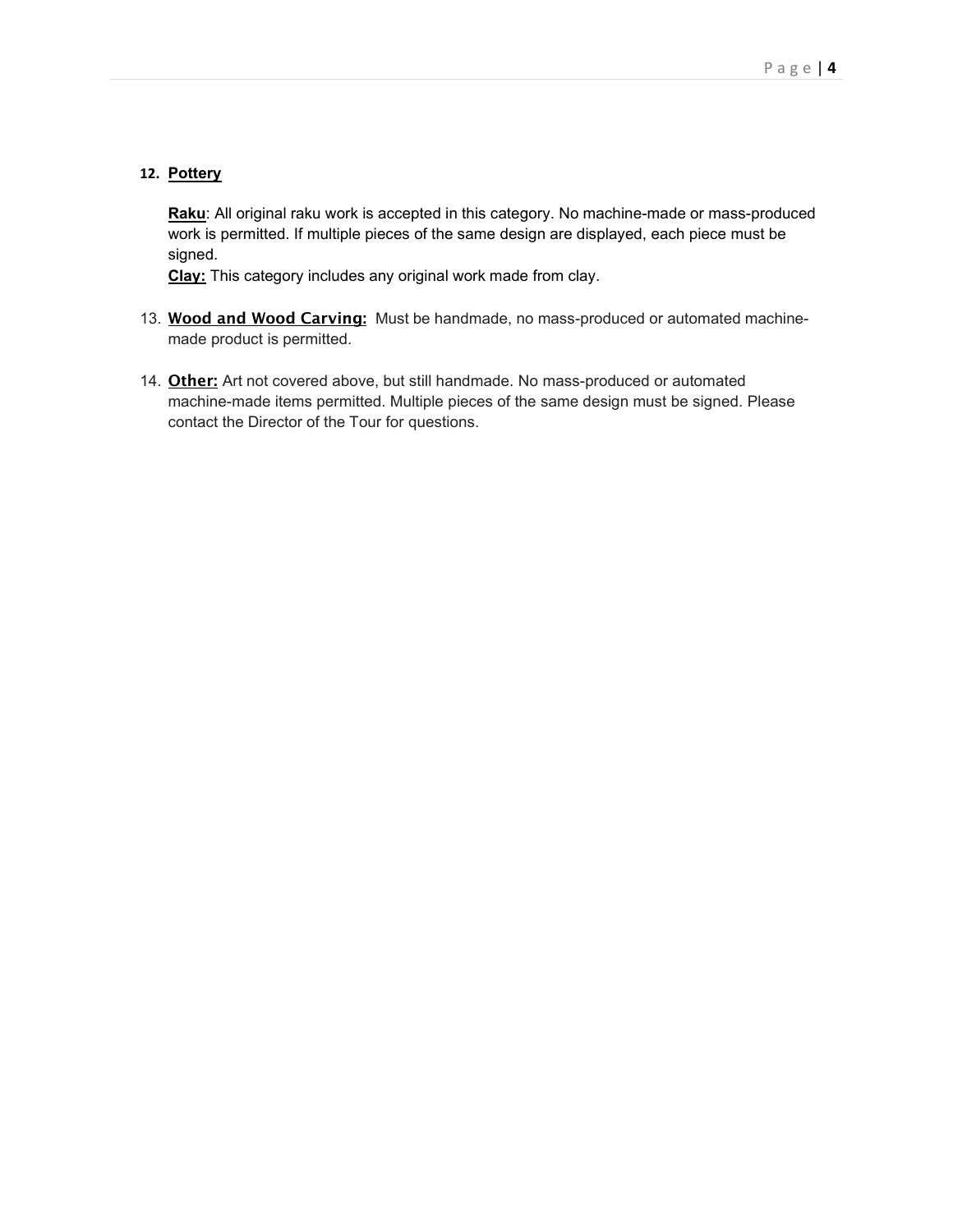12. **Pottery**

    **Raku**: All original raku work is accepted in this category. No machine-made or mass-produced work is permitted. If multiple pieces of the same design are displayed, each piece must be signed.
    **Clay:** This category includes any original work made from clay.

13. **Wood and Wood Carving:** Must be handmade, no mass-produced or automated machine-made product is permitted.

14. **Other:** Art not covered above, but still handmade. No mass-produced or automated machine-made items permitted. Multiple pieces of the same design must be signed. Please contact the Director of the Tour for questions.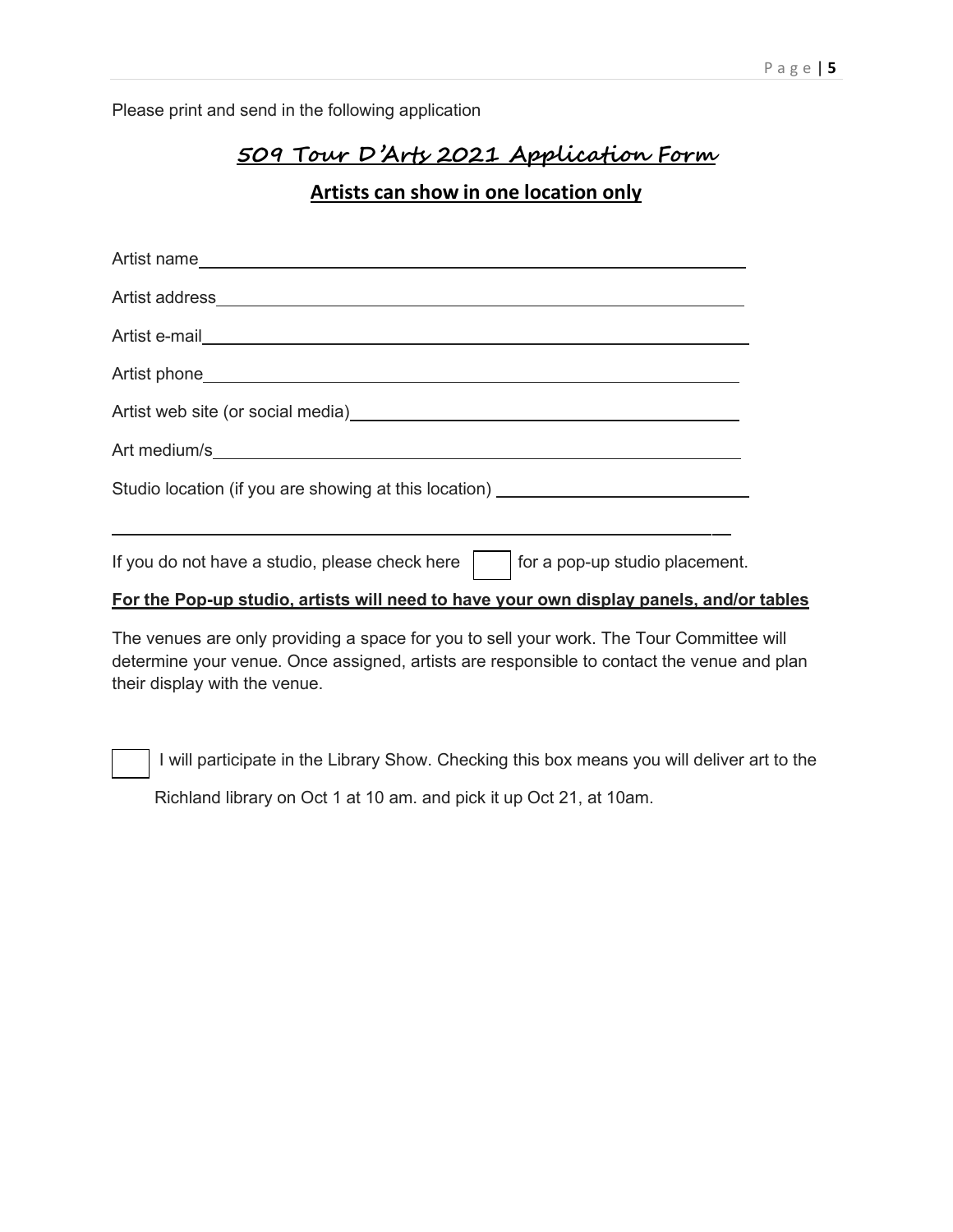Please print and send in the following application

# 509 Tour D'Arts 2021 Application Form

## Artists can show in one location only

Artist name\_\_\_\_\_\_\_\_\_\_\_\_\_\_\_\_\_\_\_\_\_\_\_\_\_\_\_\_\_\_\_\_\_\_\_\_\_\_\_\_\_\_\_\_\_\_\_\_\_\_

Artist address\_\_\_\_\_\_\_\_\_\_\_\_\_\_\_\_\_\_\_\_\_\_\_\_\_\_\_\_\_\_\_\_\_\_\_\_\_\_\_\_\_\_\_\_\_\_\_\_

Artist e-mail\_\_\_\_\_\_\_\_\_\_\_\_\_\_\_\_\_\_\_\_\_\_\_\_\_\_\_\_\_\_\_\_\_\_\_\_\_\_\_\_\_\_\_\_\_\_\_\_\_\_

Artist phone\_\_\_\_\_\_\_\_\_\_\_\_\_\_\_\_\_\_\_\_\_\_\_\_\_\_\_\_\_\_\_\_\_\_\_\_\_\_\_\_\_\_\_\_\_\_\_\_\_

Artist web site (or social media)\_\_\_\_\_\_\_\_\_\_\_\_\_\_\_\_\_\_\_\_\_\_\_\_\_\_\_\_\_\_\_\_\_\_\_

Art medium/s\_\_\_\_\_\_\_\_\_\_\_\_\_\_\_\_\_\_\_\_\_\_\_\_\_\_\_\_\_\_\_\_\_\_\_\_\_\_\_\_\_\_\_\_\_\_\_\_\_\_

Studio location (if you are showing at this location) \_\_\_\_\_\_\_\_\_\_\_\_\_\_\_\_\_\_\_\_\_\_\_

\_\_\_\_\_\_\_\_\_\_\_\_\_\_\_\_\_\_\_\_\_\_\_\_\_\_\_\_\_\_\_\_\_\_\_\_\_\_\_\_\_\_\_\_\_\_\_\_\_\_\_\_\_\_\_\_\_\_\_\_\_\_

If you do not have a studio, please check here ☐ for a pop-up studio placement.

**For the Pop-up studio, artists will need to have your own display panels, and/or tables**

The venues are only providing a space for you to sell your work. The Tour Committee will determine your venue. Once assigned, artists are responsible to contact the venue and plan their display with the venue.

☐ I will participate in the Library Show. Checking this box means you will deliver art to the Richland library on Oct 1 at 10 am. and pick it up Oct 21, at 10am.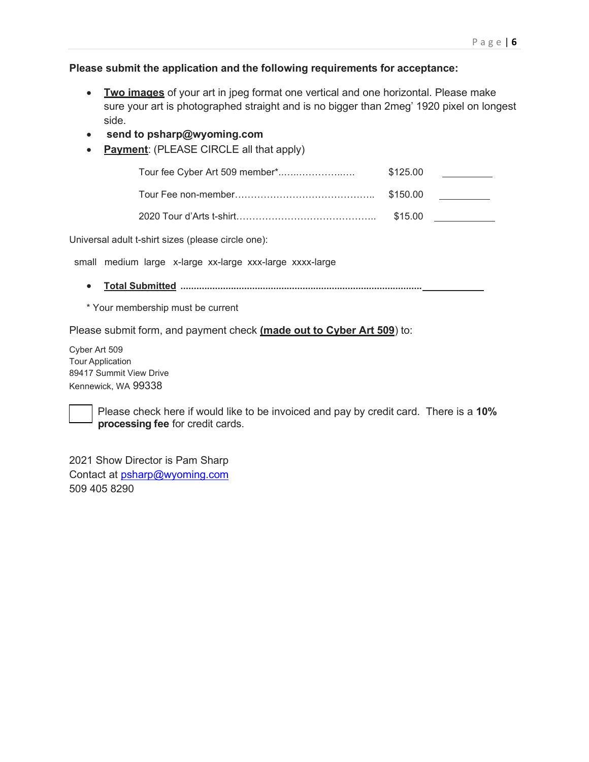**Please submit the application and the following requirements for acceptance:**

- **Two images** of your art in jpeg format one vertical and one horizontal. Please make sure your art is photographed straight and is no bigger than 2meg' 1920 pixel on longest side.
- **send to psharp@wyoming.com**
- **Payment**: (PLEASE CIRCLE all that apply)

| | | |
|---|---|---|
| Tour fee Cyber Art 509 member*……..…………..…. | $125.00 | __________ |
| Tour Fee non-member…………………………………….. | $150.00 | __________ |
| 2020 Tour d'Arts t-shirt…………………………………….. | $15.00 | __________ |

Universal adult t-shirt sizes (please circle one):

small medium large x-large xx-large xxx-large xxxx-large

- **Total Submitted** ........................................................................................ ____________

\* Your membership must be current

Please submit form, and payment check **(made out to Cyber Art 509**) to:

Cyber Art 509
Tour Application
89417 Summit View Drive
Kennewick, WA 99338

☐ Please check here if would like to be invoiced and pay by credit card. There is a **10% processing fee** for credit cards.

2021 Show Director is Pam Sharp
Contact at psharp@wyoming.com
509 405 8290